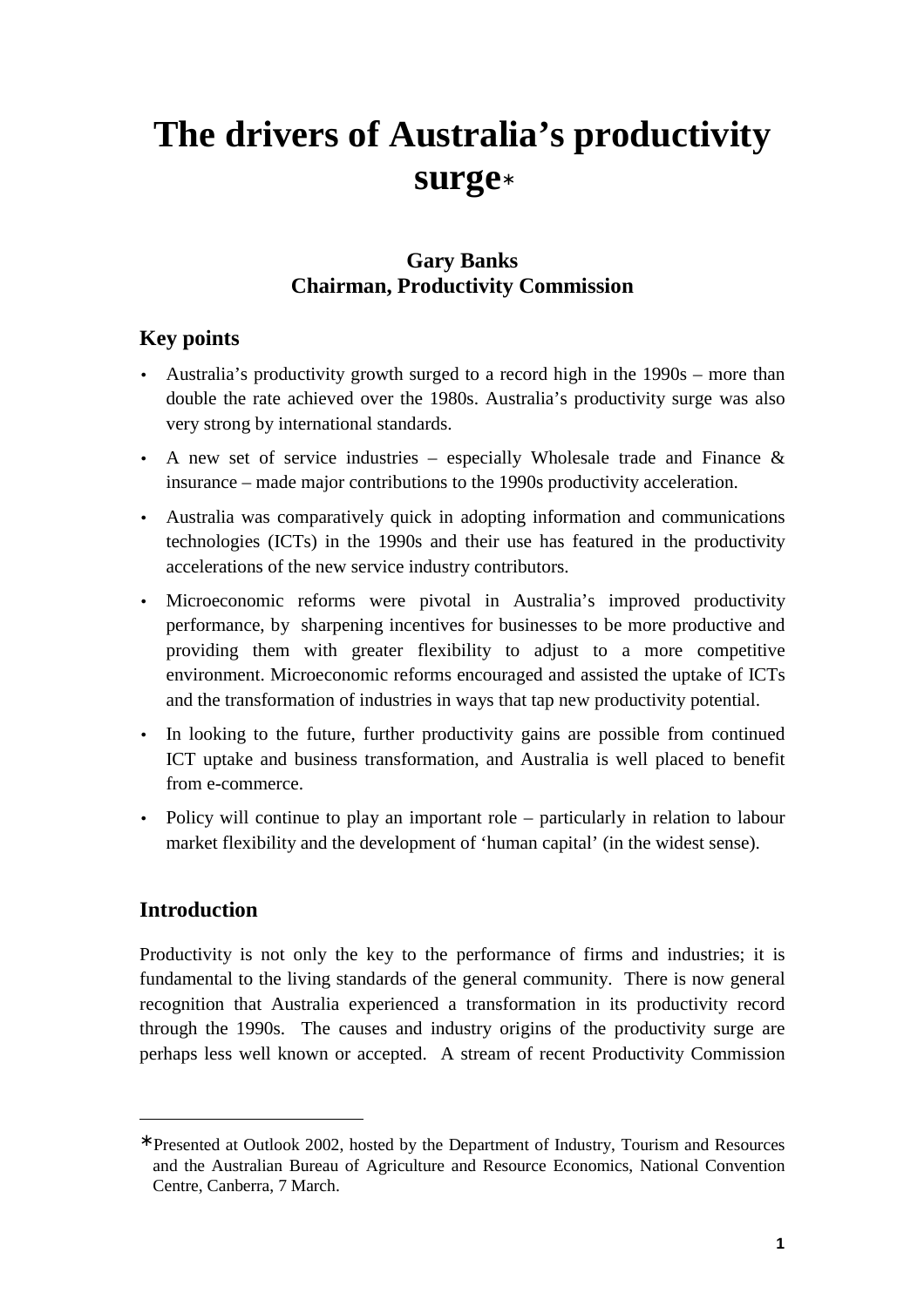# The drivers of Australia's productivity surge*

**Gary Banks**
**Chairman, Productivity Commission**

## Key points

- Australia's productivity growth surged to a record high in the 1990s – more than double the rate achieved over the 1980s. Australia's productivity surge was also very strong by international standards.
- A new set of service industries – especially Wholesale trade and Finance & insurance – made major contributions to the 1990s productivity acceleration.
- Australia was comparatively quick in adopting information and communications technologies (ICTs) in the 1990s and their use has featured in the productivity accelerations of the new service industry contributors.
- Microeconomic reforms were pivotal in Australia's improved productivity performance, by sharpening incentives for businesses to be more productive and providing them with greater flexibility to adjust to a more competitive environment. Microeconomic reforms encouraged and assisted the uptake of ICTs and the transformation of industries in ways that tap new productivity potential.
- In looking to the future, further productivity gains are possible from continued ICT uptake and business transformation, and Australia is well placed to benefit from e-commerce.
- Policy will continue to play an important role – particularly in relation to labour market flexibility and the development of 'human capital' (in the widest sense).

## Introduction

Productivity is not only the key to the performance of firms and industries; it is fundamental to the living standards of the general community. There is now general recognition that Australia experienced a transformation in its productivity record through the 1990s. The causes and industry origins of the productivity surge are perhaps less well known or accepted. A stream of recent Productivity Commission

---

*Presented at Outlook 2002, hosted by the Department of Industry, Tourism and Resources and the Australian Bureau of Agriculture and Resource Economics, National Convention Centre, Canberra, 7 March.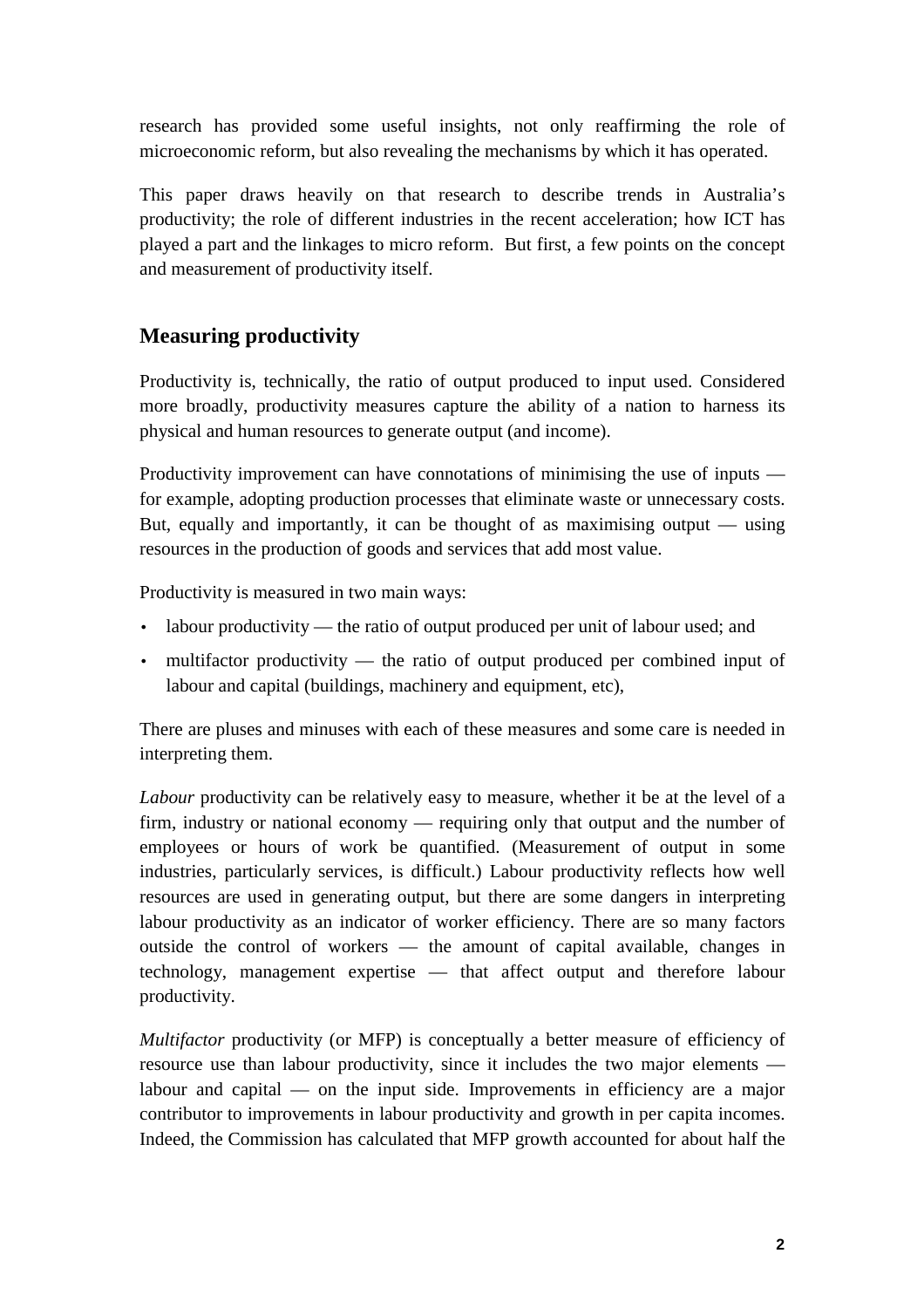research has provided some useful insights, not only reaffirming the role of microeconomic reform, but also revealing the mechanisms by which it has operated.

This paper draws heavily on that research to describe trends in Australia's productivity; the role of different industries in the recent acceleration; how ICT has played a part and the linkages to micro reform. But first, a few points on the concept and measurement of productivity itself.

## Measuring productivity

Productivity is, technically, the ratio of output produced to input used. Considered more broadly, productivity measures capture the ability of a nation to harness its physical and human resources to generate output (and income).

Productivity improvement can have connotations of minimising the use of inputs — for example, adopting production processes that eliminate waste or unnecessary costs. But, equally and importantly, it can be thought of as maximising output — using resources in the production of goods and services that add most value.

Productivity is measured in two main ways:

- labour productivity — the ratio of output produced per unit of labour used; and
- multifactor productivity — the ratio of output produced per combined input of labour and capital (buildings, machinery and equipment, etc),

There are pluses and minuses with each of these measures and some care is needed in interpreting them.

*Labour* productivity can be relatively easy to measure, whether it be at the level of a firm, industry or national economy — requiring only that output and the number of employees or hours of work be quantified. (Measurement of output in some industries, particularly services, is difficult.) Labour productivity reflects how well resources are used in generating output, but there are some dangers in interpreting labour productivity as an indicator of worker efficiency. There are so many factors outside the control of workers — the amount of capital available, changes in technology, management expertise — that affect output and therefore labour productivity.

*Multifactor* productivity (or MFP) is conceptually a better measure of efficiency of resource use than labour productivity, since it includes the two major elements — labour and capital — on the input side. Improvements in efficiency are a major contributor to improvements in labour productivity and growth in per capita incomes. Indeed, the Commission has calculated that MFP growth accounted for about half the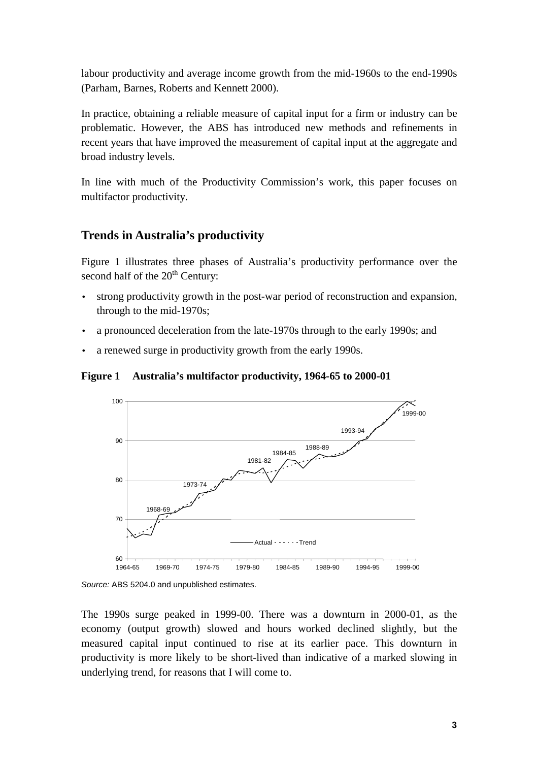labour productivity and average income growth from the mid-1960s to the end-1990s (Parham, Barnes, Roberts and Kennett 2000).

In practice, obtaining a reliable measure of capital input for a firm or industry can be problematic. However, the ABS has introduced new methods and refinements in recent years that have improved the measurement of capital input at the aggregate and broad industry levels.

In line with much of the Productivity Commission's work, this paper focuses on multifactor productivity.

## Trends in Australia's productivity

Figure 1 illustrates three phases of Australia's productivity performance over the second half of the 20th Century:

- strong productivity growth in the post-war period of reconstruction and expansion, through to the mid-1970s;
- a pronounced deceleration from the late-1970s through to the early 1990s; and
- a renewed surge in productivity growth from the early 1990s.

**Figure 1 Australia's multifactor productivity, 1964-65 to 2000-01**

*Source:* ABS 5204.0 and unpublished estimates.

The 1990s surge peaked in 1999-00. There was a downturn in 2000-01, as the economy (output growth) slowed and hours worked declined slightly, but the measured capital input continued to rise at its earlier pace. This downturn in productivity is more likely to be short-lived than indicative of a marked slowing in underlying trend, for reasons that I will come to.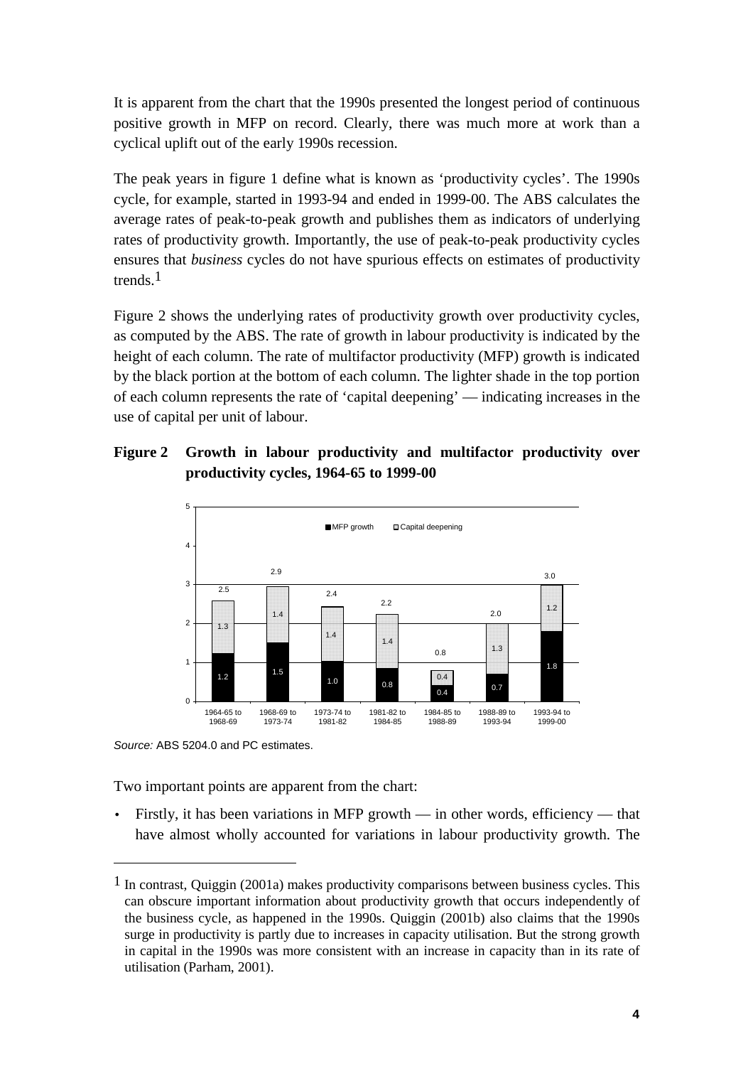It is apparent from the chart that the 1990s presented the longest period of continuous positive growth in MFP on record. Clearly, there was much more at work than a cyclical uplift out of the early 1990s recession.

The peak years in figure 1 define what is known as 'productivity cycles'. The 1990s cycle, for example, started in 1993-94 and ended in 1999-00. The ABS calculates the average rates of peak-to-peak growth and publishes them as indicators of underlying rates of productivity growth. Importantly, the use of peak-to-peak productivity cycles ensures that *business* cycles do not have spurious effects on estimates of productivity trends.[1]

Figure 2 shows the underlying rates of productivity growth over productivity cycles, as computed by the ABS. The rate of growth in labour productivity is indicated by the height of each column. The rate of multifactor productivity (MFP) growth is indicated by the black portion at the bottom of each column. The lighter shade in the top portion of each column represents the rate of 'capital deepening' — indicating increases in the use of capital per unit of labour.

**Figure 2 Growth in labour productivity and multifactor productivity over productivity cycles, 1964-65 to 1999-00**

| Productivity cycle | MFP growth | Capital deepening | Labour productivity (total) |
|---|---|---|---|
| 1964-65 to 1968-69 | 1.2 | 1.3 | 2.5 |
| 1968-69 to 1973-74 | 1.5 | 1.4 | 2.9 |
| 1973-74 to 1981-82 | 1.0 | 1.4 | 2.4 |
| 1981-82 to 1984-85 | 0.8 | 1.4 | 2.2 |
| 1984-85 to 1988-89 | 0.4 | 0.4 | 0.8 |
| 1988-89 to 1993-94 | 0.7 | 1.3 | 2.0 |
| 1993-94 to 1999-00 | 1.8 | 1.2 | 3.0 |

*Source:* ABS 5204.0 and PC estimates.

Two important points are apparent from the chart:

- Firstly, it has been variations in MFP growth — in other words, efficiency — that have almost wholly accounted for variations in labour productivity growth. The

---

[1] In contrast, Quiggin (2001a) makes productivity comparisons between business cycles. This can obscure important information about productivity growth that occurs independently of the business cycle, as happened in the 1990s. Quiggin (2001b) also claims that the 1990s surge in productivity is partly due to increases in capacity utilisation. But the strong growth in capital in the 1990s was more consistent with an increase in capacity than in its rate of utilisation (Parham, 2001).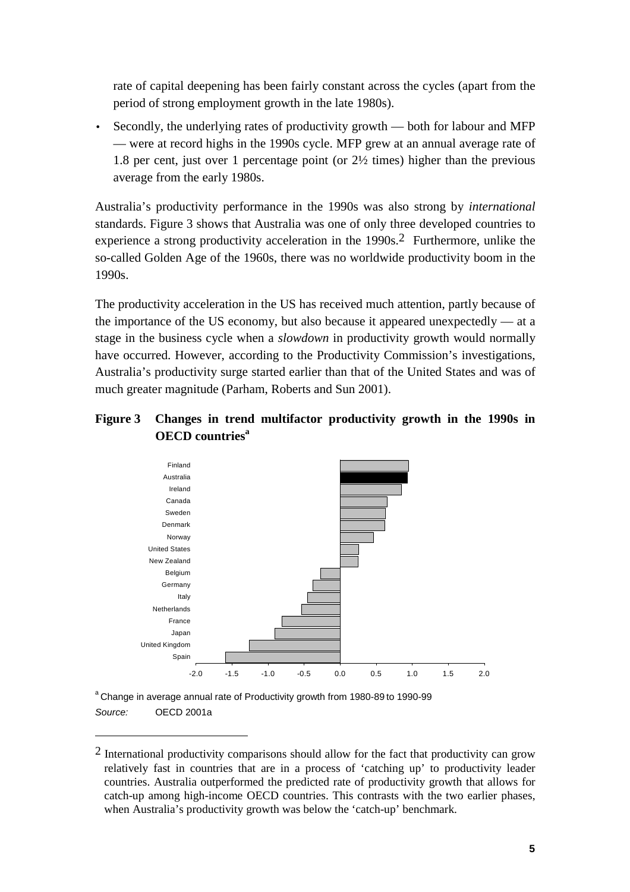rate of capital deepening has been fairly constant across the cycles (apart from the period of strong employment growth in the late 1980s).

- Secondly, the underlying rates of productivity growth — both for labour and MFP — were at record highs in the 1990s cycle. MFP grew at an annual average rate of 1.8 per cent, just over 1 percentage point (or 2½ times) higher than the previous average from the early 1980s.

Australia's productivity performance in the 1990s was also strong by *international* standards. Figure 3 shows that Australia was one of only three developed countries to experience a strong productivity acceleration in the 1990s.[2] Furthermore, unlike the so-called Golden Age of the 1960s, there was no worldwide productivity boom in the 1990s.

The productivity acceleration in the US has received much attention, partly because of the importance of the US economy, but also because it appeared unexpectedly — at a stage in the business cycle when a *slowdown* in productivity growth would normally have occurred. However, according to the Productivity Commission's investigations, Australia's productivity surge started earlier than that of the United States and was of much greater magnitude (Parham, Roberts and Sun 2001).

**Figure 3 Changes in trend multifactor productivity growth in the 1990s in OECD countries[a]**

Countries shown (top to bottom): Finland, Australia, Ireland, Canada, Sweden, Denmark, Norway, United States, New Zealand, Belgium, Germany, Italy, Netherlands, France, Japan, United Kingdom, Spain

Axis: -2.0, -1.5, -1.0, -0.5, 0.0, 0.5, 1.0, 1.5, 2.0

[a] Change in average annual rate of Productivity growth from 1980-89 to 1990-99

*Source:* OECD 2001a

---

[2] International productivity comparisons should allow for the fact that productivity can grow relatively fast in countries that are in a process of 'catching up' to productivity leader countries. Australia outperformed the predicted rate of productivity growth that allows for catch-up among high-income OECD countries. This contrasts with the two earlier phases, when Australia's productivity growth was below the 'catch-up' benchmark.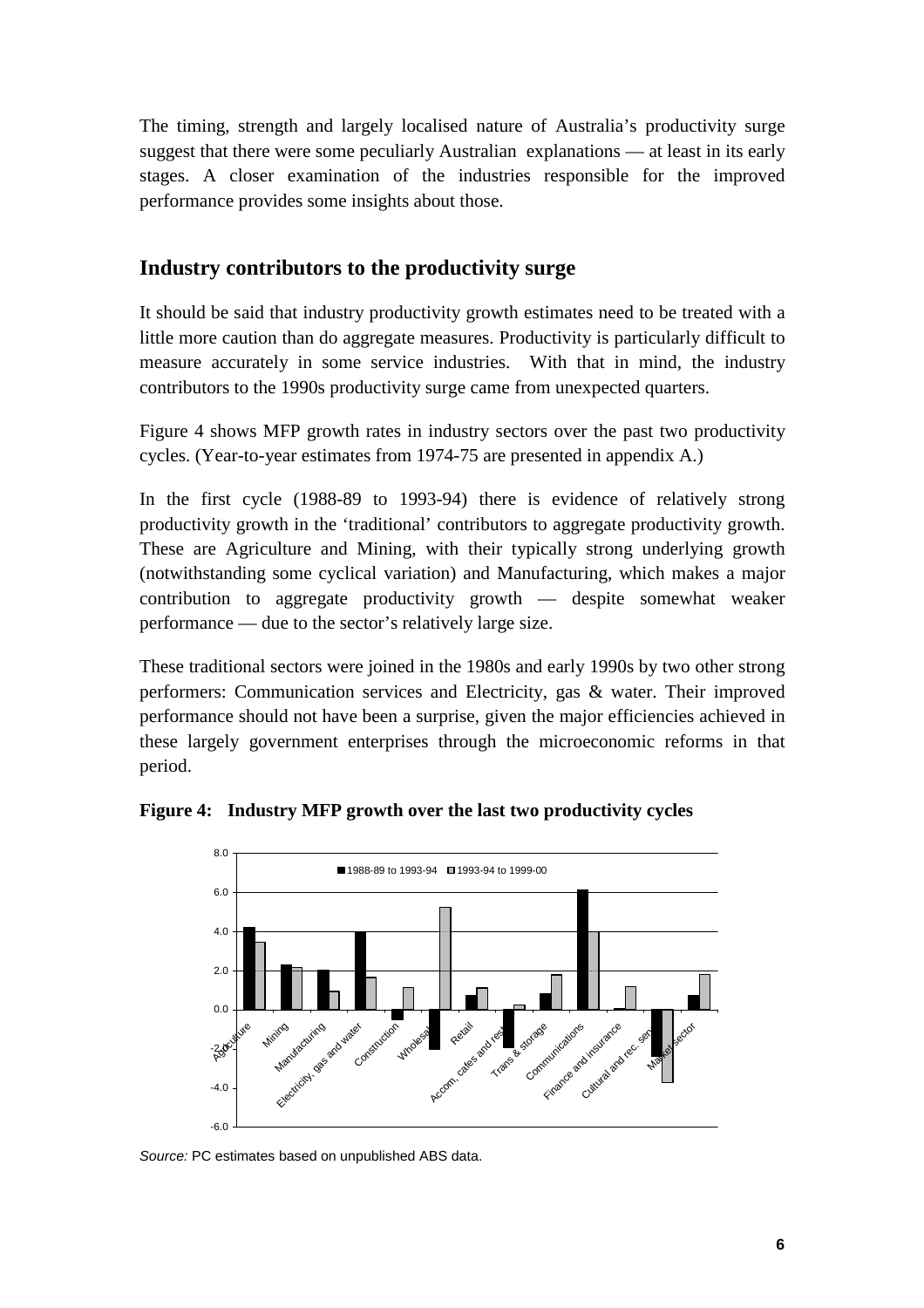The timing, strength and largely localised nature of Australia's productivity surge suggest that there were some peculiarly Australian explanations — at least in its early stages. A closer examination of the industries responsible for the improved performance provides some insights about those.

## Industry contributors to the productivity surge

It should be said that industry productivity growth estimates need to be treated with a little more caution than do aggregate measures. Productivity is particularly difficult to measure accurately in some service industries. With that in mind, the industry contributors to the 1990s productivity surge came from unexpected quarters.

Figure 4 shows MFP growth rates in industry sectors over the past two productivity cycles. (Year-to-year estimates from 1974-75 are presented in appendix A.)

In the first cycle (1988-89 to 1993-94) there is evidence of relatively strong productivity growth in the 'traditional' contributors to aggregate productivity growth. These are Agriculture and Mining, with their typically strong underlying growth (notwithstanding some cyclical variation) and Manufacturing, which makes a major contribution to aggregate productivity growth — despite somewhat weaker performance — due to the sector's relatively large size.

These traditional sectors were joined in the 1980s and early 1990s by two other strong performers: Communication services and Electricity, gas & water. Their improved performance should not have been a surprise, given the major efficiencies achieved in these largely government enterprises through the microeconomic reforms in that period.

**Figure 4: Industry MFP growth over the last two productivity cycles**

*Source:* PC estimates based on unpublished ABS data.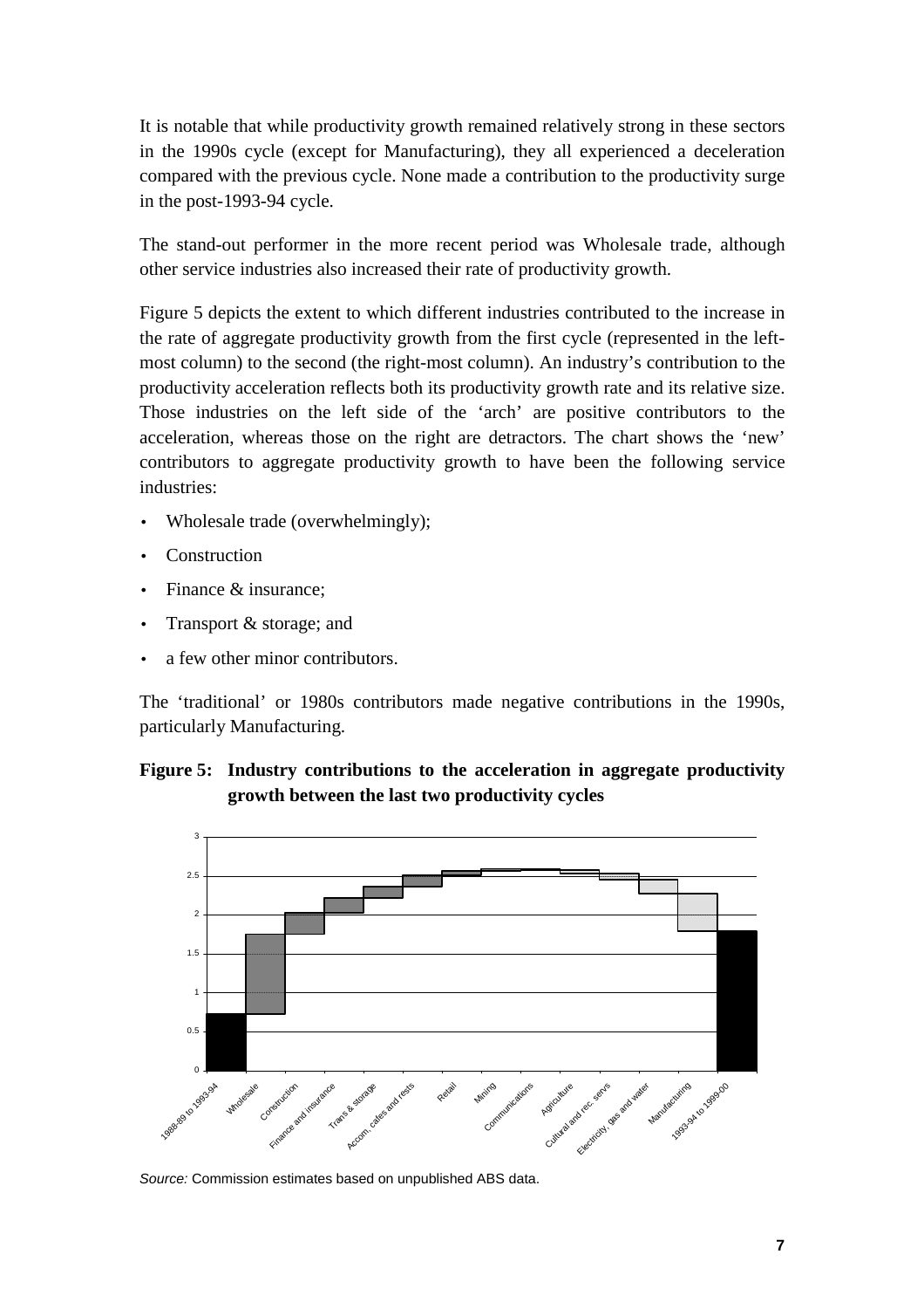It is notable that while productivity growth remained relatively strong in these sectors in the 1990s cycle (except for Manufacturing), they all experienced a deceleration compared with the previous cycle. None made a contribution to the productivity surge in the post-1993-94 cycle.

The stand-out performer in the more recent period was Wholesale trade, although other service industries also increased their rate of productivity growth.

Figure 5 depicts the extent to which different industries contributed to the increase in the rate of aggregate productivity growth from the first cycle (represented in the left-most column) to the second (the right-most column). An industry's contribution to the productivity acceleration reflects both its productivity growth rate and its relative size. Those industries on the left side of the 'arch' are positive contributors to the acceleration, whereas those on the right are detractors. The chart shows the 'new' contributors to aggregate productivity growth to have been the following service industries:

- Wholesale trade (overwhelmingly);
- Construction
- Finance & insurance;
- Transport & storage; and
- a few other minor contributors.

The 'traditional' or 1980s contributors made negative contributions in the 1990s, particularly Manufacturing.

**Figure 5: Industry contributions to the acceleration in aggregate productivity growth between the last two productivity cycles**

*Source:* Commission estimates based on unpublished ABS data.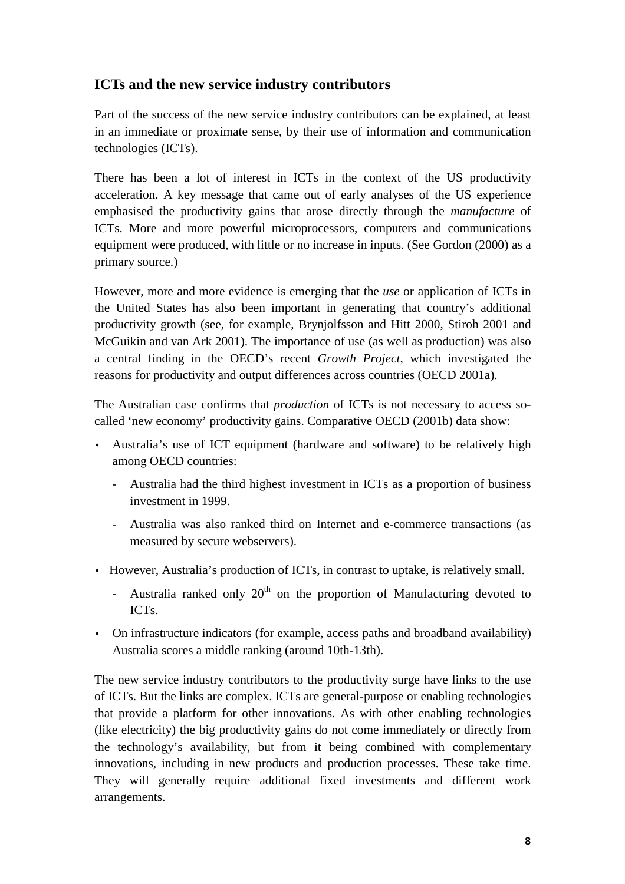## ICTs and the new service industry contributors

Part of the success of the new service industry contributors can be explained, at least in an immediate or proximate sense, by their use of information and communication technologies (ICTs).

There has been a lot of interest in ICTs in the context of the US productivity acceleration. A key message that came out of early analyses of the US experience emphasised the productivity gains that arose directly through the *manufacture* of ICTs. More and more powerful microprocessors, computers and communications equipment were produced, with little or no increase in inputs. (See Gordon (2000) as a primary source.)

However, more and more evidence is emerging that the *use* or application of ICTs in the United States has also been important in generating that country's additional productivity growth (see, for example, Brynjolfsson and Hitt 2000, Stiroh 2001 and McGuikin and van Ark 2001). The importance of use (as well as production) was also a central finding in the OECD's recent *Growth Project*, which investigated the reasons for productivity and output differences across countries (OECD 2001a).

The Australian case confirms that *production* of ICTs is not necessary to access so-called 'new economy' productivity gains. Comparative OECD (2001b) data show:

- Australia's use of ICT equipment (hardware and software) to be relatively high among OECD countries:
  - Australia had the third highest investment in ICTs as a proportion of business investment in 1999.
  - Australia was also ranked third on Internet and e-commerce transactions (as measured by secure webservers).
- However, Australia's production of ICTs, in contrast to uptake, is relatively small.
  - Australia ranked only 20th on the proportion of Manufacturing devoted to ICTs.
- On infrastructure indicators (for example, access paths and broadband availability) Australia scores a middle ranking (around 10th-13th).

The new service industry contributors to the productivity surge have links to the use of ICTs. But the links are complex. ICTs are general-purpose or enabling technologies that provide a platform for other innovations. As with other enabling technologies (like electricity) the big productivity gains do not come immediately or directly from the technology's availability, but from it being combined with complementary innovations, including in new products and production processes. These take time. They will generally require additional fixed investments and different work arrangements.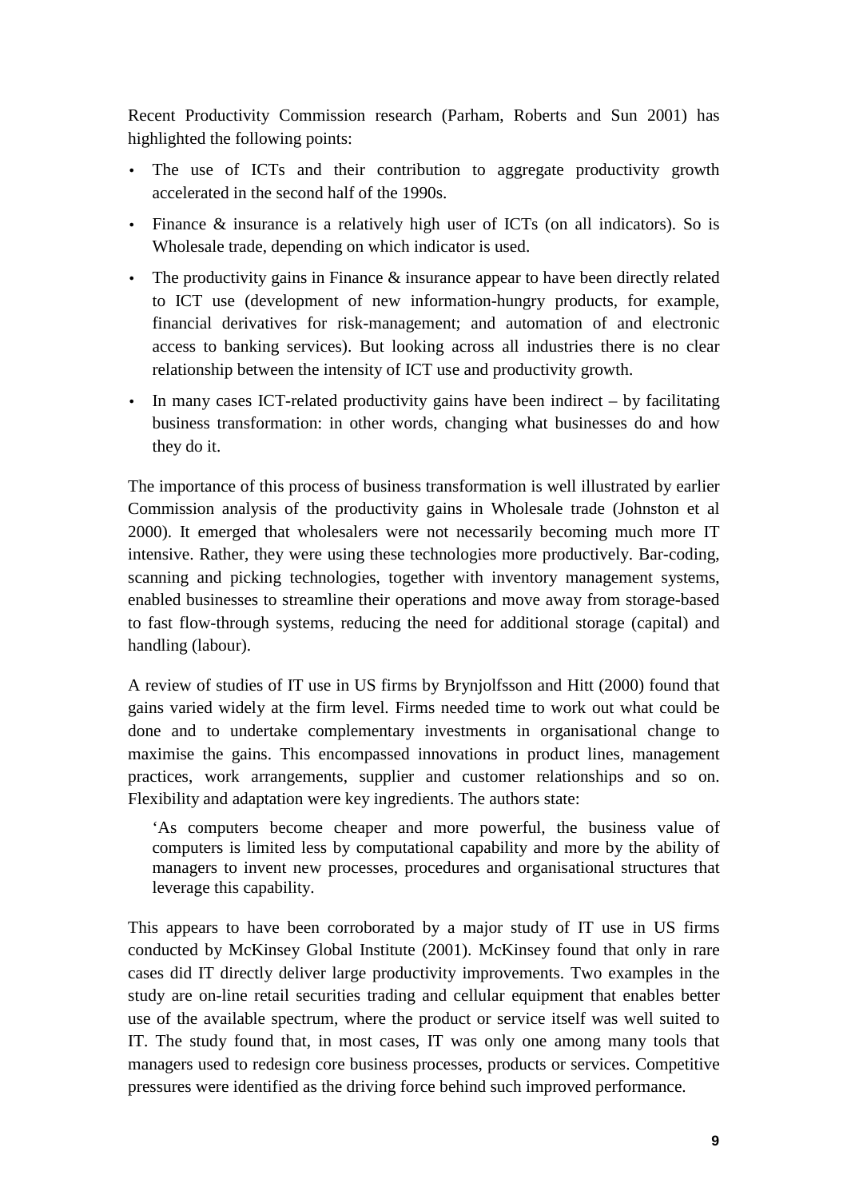Recent Productivity Commission research (Parham, Roberts and Sun 2001) has highlighted the following points:

- The use of ICTs and their contribution to aggregate productivity growth accelerated in the second half of the 1990s.
- Finance & insurance is a relatively high user of ICTs (on all indicators). So is Wholesale trade, depending on which indicator is used.
- The productivity gains in Finance & insurance appear to have been directly related to ICT use (development of new information-hungry products, for example, financial derivatives for risk-management; and automation of and electronic access to banking services). But looking across all industries there is no clear relationship between the intensity of ICT use and productivity growth.
- In many cases ICT-related productivity gains have been indirect – by facilitating business transformation: in other words, changing what businesses do and how they do it.

The importance of this process of business transformation is well illustrated by earlier Commission analysis of the productivity gains in Wholesale trade (Johnston et al 2000). It emerged that wholesalers were not necessarily becoming much more IT intensive. Rather, they were using these technologies more productively. Bar-coding, scanning and picking technologies, together with inventory management systems, enabled businesses to streamline their operations and move away from storage-based to fast flow-through systems, reducing the need for additional storage (capital) and handling (labour).

A review of studies of IT use in US firms by Brynjolfsson and Hitt (2000) found that gains varied widely at the firm level. Firms needed time to work out what could be done and to undertake complementary investments in organisational change to maximise the gains. This encompassed innovations in product lines, management practices, work arrangements, supplier and customer relationships and so on. Flexibility and adaptation were key ingredients. The authors state:

> 'As computers become cheaper and more powerful, the business value of computers is limited less by computational capability and more by the ability of managers to invent new processes, procedures and organisational structures that leverage this capability.

This appears to have been corroborated by a major study of IT use in US firms conducted by McKinsey Global Institute (2001). McKinsey found that only in rare cases did IT directly deliver large productivity improvements. Two examples in the study are on-line retail securities trading and cellular equipment that enables better use of the available spectrum, where the product or service itself was well suited to IT. The study found that, in most cases, IT was only one among many tools that managers used to redesign core business processes, products or services. Competitive pressures were identified as the driving force behind such improved performance.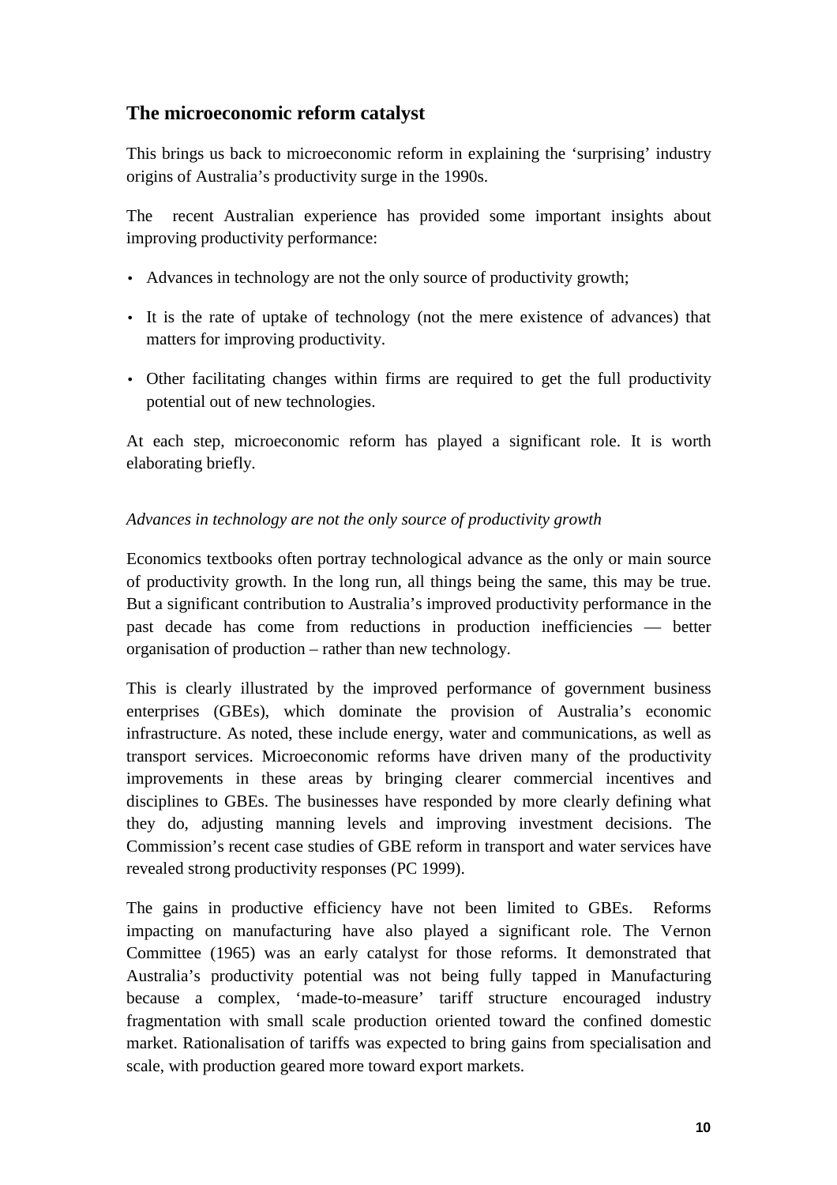## The microeconomic reform catalyst

This brings us back to microeconomic reform in explaining the 'surprising' industry origins of Australia's productivity surge in the 1990s.

The recent Australian experience has provided some important insights about improving productivity performance:

- Advances in technology are not the only source of productivity growth;
- It is the rate of uptake of technology (not the mere existence of advances) that matters for improving productivity.
- Other facilitating changes within firms are required to get the full productivity potential out of new technologies.

At each step, microeconomic reform has played a significant role. It is worth elaborating briefly.

*Advances in technology are not the only source of productivity growth*

Economics textbooks often portray technological advance as the only or main source of productivity growth. In the long run, all things being the same, this may be true. But a significant contribution to Australia's improved productivity performance in the past decade has come from reductions in production inefficiencies — better organisation of production – rather than new technology.

This is clearly illustrated by the improved performance of government business enterprises (GBEs), which dominate the provision of Australia's economic infrastructure. As noted, these include energy, water and communications, as well as transport services. Microeconomic reforms have driven many of the productivity improvements in these areas by bringing clearer commercial incentives and disciplines to GBEs. The businesses have responded by more clearly defining what they do, adjusting manning levels and improving investment decisions. The Commission's recent case studies of GBE reform in transport and water services have revealed strong productivity responses (PC 1999).

The gains in productive efficiency have not been limited to GBEs. Reforms impacting on manufacturing have also played a significant role. The Vernon Committee (1965) was an early catalyst for those reforms. It demonstrated that Australia's productivity potential was not being fully tapped in Manufacturing because a complex, 'made-to-measure' tariff structure encouraged industry fragmentation with small scale production oriented toward the confined domestic market. Rationalisation of tariffs was expected to bring gains from specialisation and scale, with production geared more toward export markets.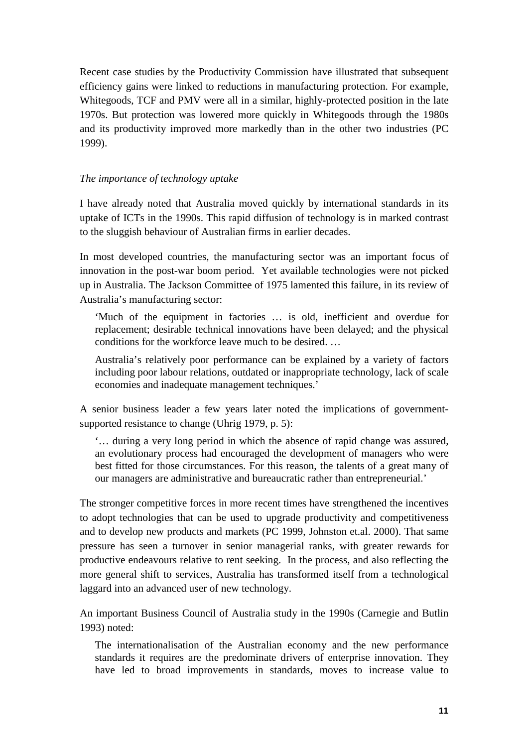Recent case studies by the Productivity Commission have illustrated that subsequent efficiency gains were linked to reductions in manufacturing protection. For example, Whitegoods, TCF and PMV were all in a similar, highly-protected position in the late 1970s. But protection was lowered more quickly in Whitegoods through the 1980s and its productivity improved more markedly than in the other two industries (PC 1999).

*The importance of technology uptake*

I have already noted that Australia moved quickly by international standards in its uptake of ICTs in the 1990s. This rapid diffusion of technology is in marked contrast to the sluggish behaviour of Australian firms in earlier decades.

In most developed countries, the manufacturing sector was an important focus of innovation in the post-war boom period. Yet available technologies were not picked up in Australia. The Jackson Committee of 1975 lamented this failure, in its review of Australia's manufacturing sector:

> 'Much of the equipment in factories … is old, inefficient and overdue for replacement; desirable technical innovations have been delayed; and the physical conditions for the workforce leave much to be desired. …
>
> Australia's relatively poor performance can be explained by a variety of factors including poor labour relations, outdated or inappropriate technology, lack of scale economies and inadequate management techniques.'

A senior business leader a few years later noted the implications of government-supported resistance to change (Uhrig 1979, p. 5):

> '… during a very long period in which the absence of rapid change was assured, an evolutionary process had encouraged the development of managers who were best fitted for those circumstances. For this reason, the talents of a great many of our managers are administrative and bureaucratic rather than entrepreneurial.'

The stronger competitive forces in more recent times have strengthened the incentives to adopt technologies that can be used to upgrade productivity and competitiveness and to develop new products and markets (PC 1999, Johnston et.al. 2000). That same pressure has seen a turnover in senior managerial ranks, with greater rewards for productive endeavours relative to rent seeking. In the process, and also reflecting the more general shift to services, Australia has transformed itself from a technological laggard into an advanced user of new technology.

An important Business Council of Australia study in the 1990s (Carnegie and Butlin 1993) noted:

> The internationalisation of the Australian economy and the new performance standards it requires are the predominate drivers of enterprise innovation. They have led to broad improvements in standards, moves to increase value to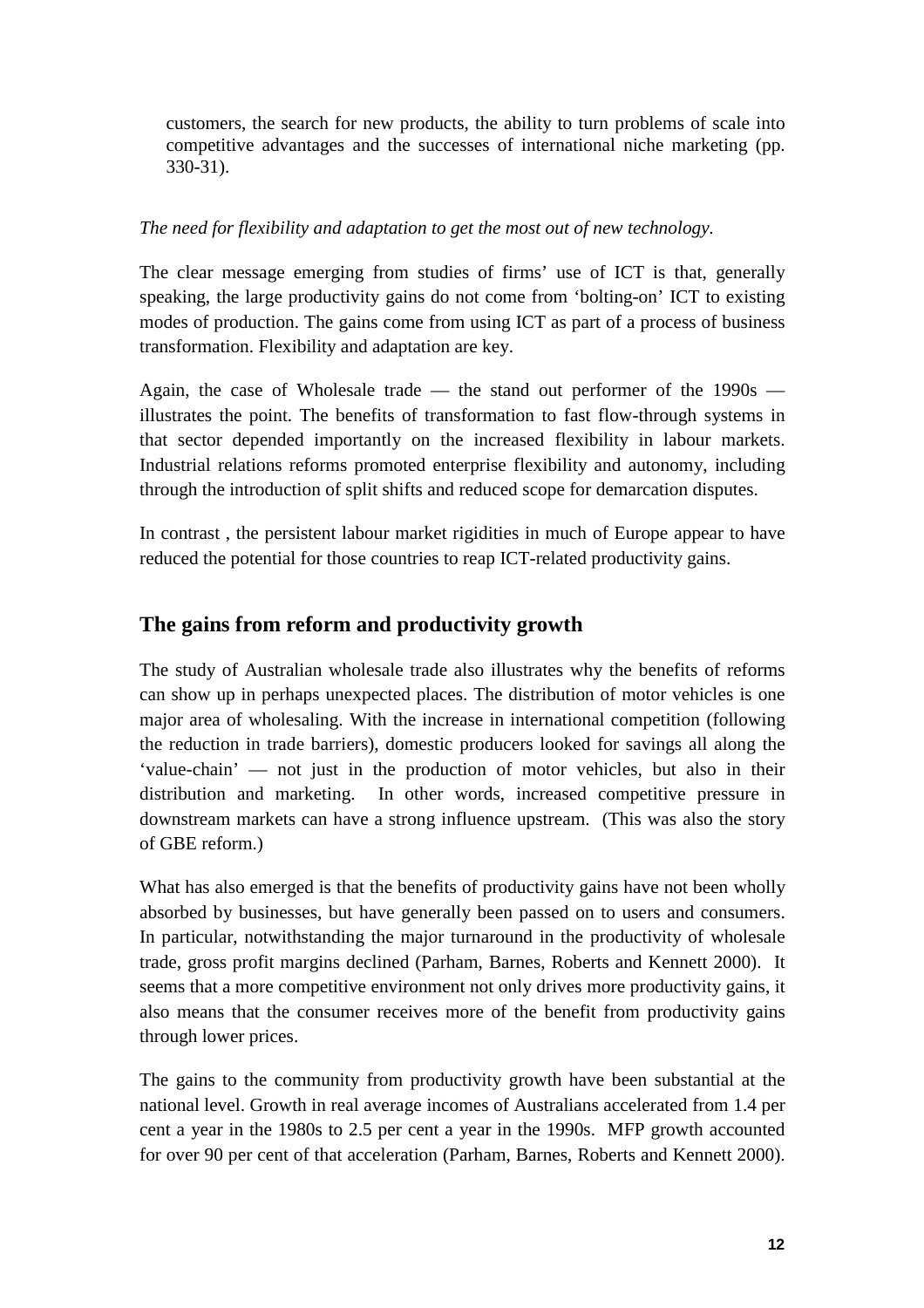customers, the search for new products, the ability to turn problems of scale into competitive advantages and the successes of international niche marketing (pp. 330-31).

*The need for flexibility and adaptation to get the most out of new technology.*

The clear message emerging from studies of firms' use of ICT is that, generally speaking, the large productivity gains do not come from 'bolting-on' ICT to existing modes of production. The gains come from using ICT as part of a process of business transformation. Flexibility and adaptation are key.

Again, the case of Wholesale trade — the stand out performer of the 1990s — illustrates the point. The benefits of transformation to fast flow-through systems in that sector depended importantly on the increased flexibility in labour markets. Industrial relations reforms promoted enterprise flexibility and autonomy, including through the introduction of split shifts and reduced scope for demarcation disputes.

In contrast , the persistent labour market rigidities in much of Europe appear to have reduced the potential for those countries to reap ICT-related productivity gains.

## The gains from reform and productivity growth

The study of Australian wholesale trade also illustrates why the benefits of reforms can show up in perhaps unexpected places. The distribution of motor vehicles is one major area of wholesaling. With the increase in international competition (following the reduction in trade barriers), domestic producers looked for savings all along the 'value-chain' — not just in the production of motor vehicles, but also in their distribution and marketing. In other words, increased competitive pressure in downstream markets can have a strong influence upstream. (This was also the story of GBE reform.)

What has also emerged is that the benefits of productivity gains have not been wholly absorbed by businesses, but have generally been passed on to users and consumers. In particular, notwithstanding the major turnaround in the productivity of wholesale trade, gross profit margins declined (Parham, Barnes, Roberts and Kennett 2000). It seems that a more competitive environment not only drives more productivity gains, it also means that the consumer receives more of the benefit from productivity gains through lower prices.

The gains to the community from productivity growth have been substantial at the national level. Growth in real average incomes of Australians accelerated from 1.4 per cent a year in the 1980s to 2.5 per cent a year in the 1990s. MFP growth accounted for over 90 per cent of that acceleration (Parham, Barnes, Roberts and Kennett 2000).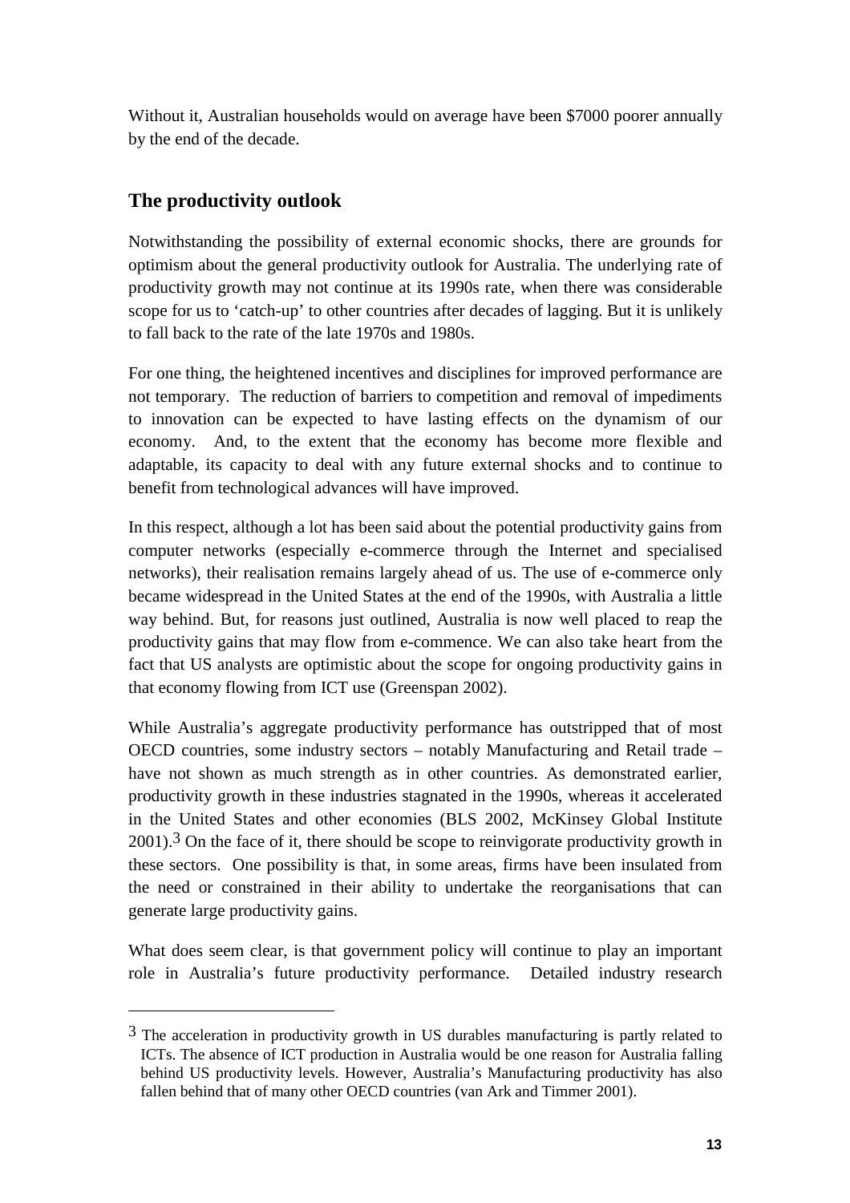Without it, Australian households would on average have been $7000 poorer annually by the end of the decade.

## The productivity outlook

Notwithstanding the possibility of external economic shocks, there are grounds for optimism about the general productivity outlook for Australia. The underlying rate of productivity growth may not continue at its 1990s rate, when there was considerable scope for us to 'catch-up' to other countries after decades of lagging. But it is unlikely to fall back to the rate of the late 1970s and 1980s.

For one thing, the heightened incentives and disciplines for improved performance are not temporary. The reduction of barriers to competition and removal of impediments to innovation can be expected to have lasting effects on the dynamism of our economy. And, to the extent that the economy has become more flexible and adaptable, its capacity to deal with any future external shocks and to continue to benefit from technological advances will have improved.

In this respect, although a lot has been said about the potential productivity gains from computer networks (especially e-commerce through the Internet and specialised networks), their realisation remains largely ahead of us. The use of e-commerce only became widespread in the United States at the end of the 1990s, with Australia a little way behind. But, for reasons just outlined, Australia is now well placed to reap the productivity gains that may flow from e-commence. We can also take heart from the fact that US analysts are optimistic about the scope for ongoing productivity gains in that economy flowing from ICT use (Greenspan 2002).

While Australia's aggregate productivity performance has outstripped that of most OECD countries, some industry sectors – notably Manufacturing and Retail trade – have not shown as much strength as in other countries. As demonstrated earlier, productivity growth in these industries stagnated in the 1990s, whereas it accelerated in the United States and other economies (BLS 2002, McKinsey Global Institute 2001).[3] On the face of it, there should be scope to reinvigorate productivity growth in these sectors. One possibility is that, in some areas, firms have been insulated from the need or constrained in their ability to undertake the reorganisations that can generate large productivity gains.

What does seem clear, is that government policy will continue to play an important role in Australia's future productivity performance. Detailed industry research

---

[3] The acceleration in productivity growth in US durables manufacturing is partly related to ICTs. The absence of ICT production in Australia would be one reason for Australia falling behind US productivity levels. However, Australia's Manufacturing productivity has also fallen behind that of many other OECD countries (van Ark and Timmer 2001).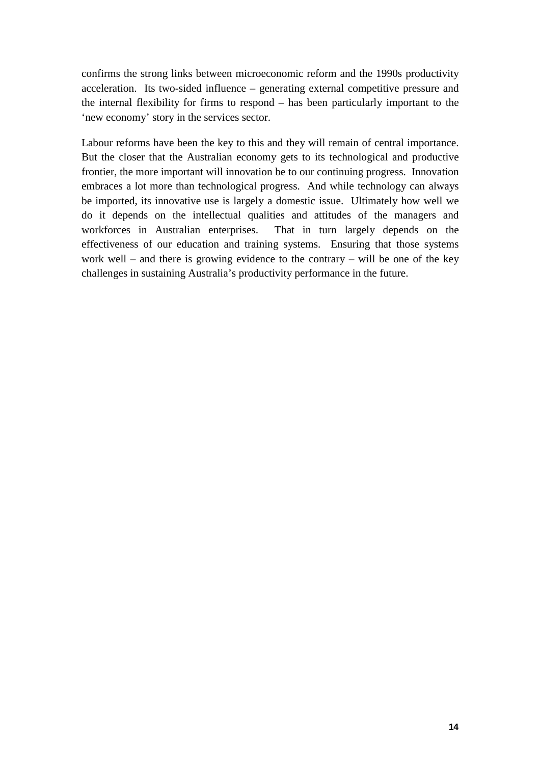confirms the strong links between microeconomic reform and the 1990s productivity acceleration. Its two-sided influence – generating external competitive pressure and the internal flexibility for firms to respond – has been particularly important to the 'new economy' story in the services sector.

Labour reforms have been the key to this and they will remain of central importance. But the closer that the Australian economy gets to its technological and productive frontier, the more important will innovation be to our continuing progress. Innovation embraces a lot more than technological progress. And while technology can always be imported, its innovative use is largely a domestic issue. Ultimately how well we do it depends on the intellectual qualities and attitudes of the managers and workforces in Australian enterprises. That in turn largely depends on the effectiveness of our education and training systems. Ensuring that those systems work well – and there is growing evidence to the contrary – will be one of the key challenges in sustaining Australia's productivity performance in the future.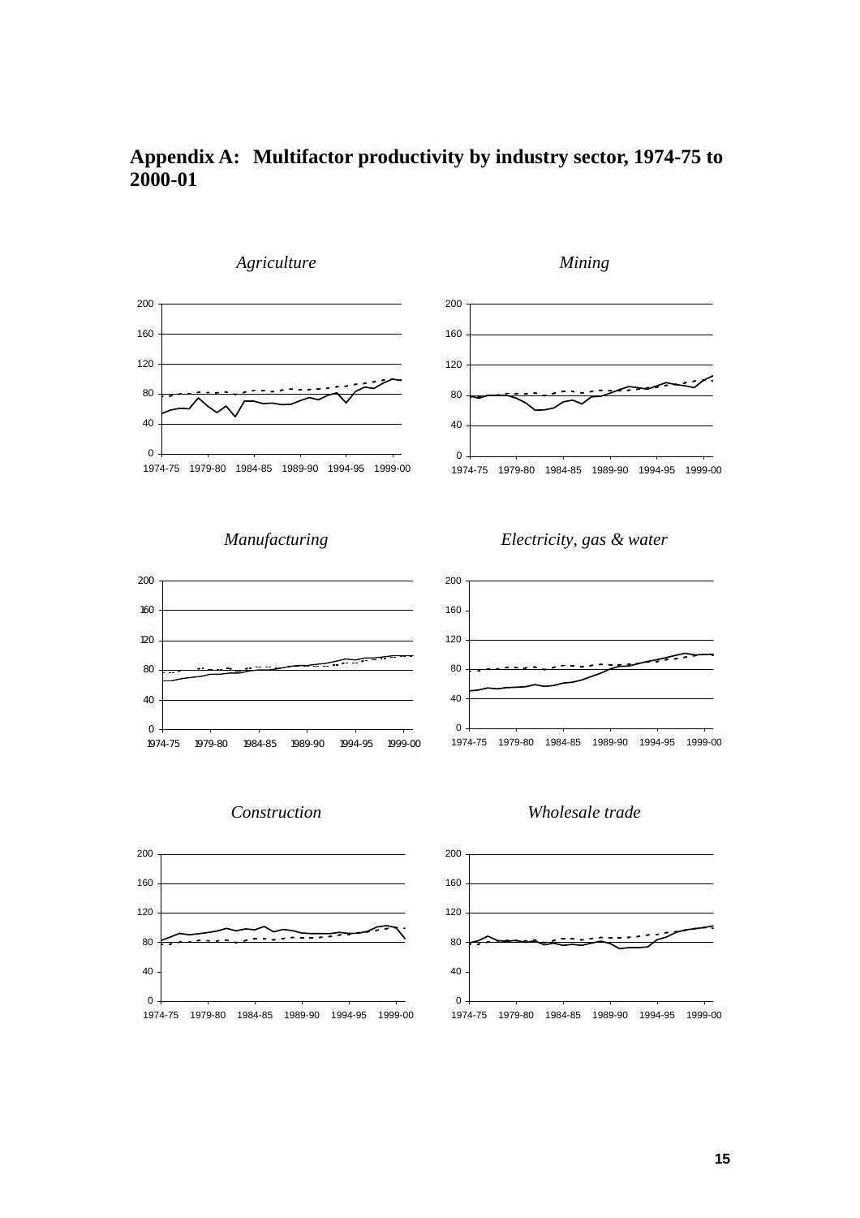# Appendix A: Multifactor productivity by industry sector, 1974-75 to 2000-01

*Agriculture*

*Mining*

*Manufacturing*

*Electricity, gas & water*

*Construction*

*Wholesale trade*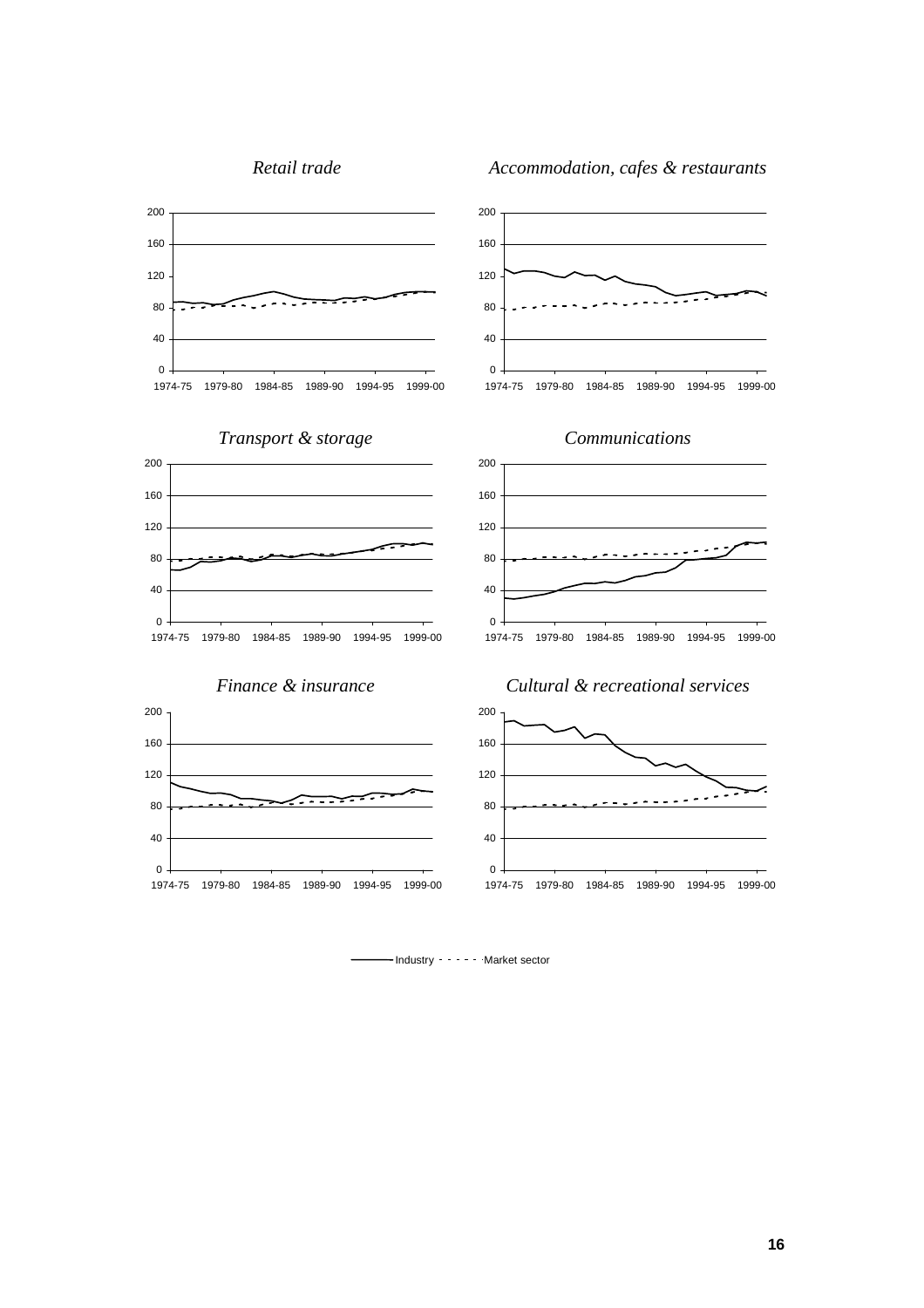*Retail trade*

*Accommodation, cafes & restaurants*

*Transport & storage*

*Communications*

*Finance & insurance*

*Cultural & recreational services*

Industry - - - - - Market sector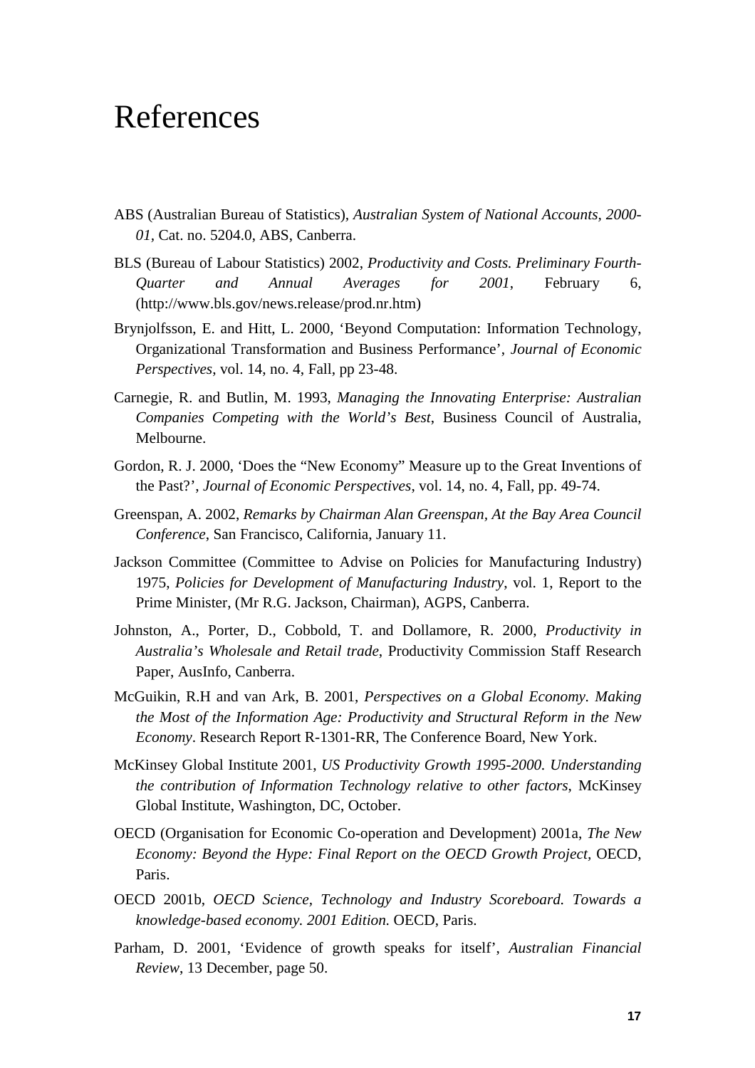# References

ABS (Australian Bureau of Statistics), *Australian System of National Accounts, 2000-01*, Cat. no. 5204.0, ABS, Canberra.

BLS (Bureau of Labour Statistics) 2002, *Productivity and Costs. Preliminary Fourth-Quarter and Annual Averages for 2001*, February 6, (http://www.bls.gov/news.release/prod.nr.htm)

Brynjolfsson, E. and Hitt, L. 2000, 'Beyond Computation: Information Technology, Organizational Transformation and Business Performance', *Journal of Economic Perspectives*, vol. 14, no. 4, Fall, pp 23-48.

Carnegie, R. and Butlin, M. 1993, *Managing the Innovating Enterprise: Australian Companies Competing with the World's Best*, Business Council of Australia, Melbourne.

Gordon, R. J. 2000, 'Does the "New Economy" Measure up to the Great Inventions of the Past?', *Journal of Economic Perspectives*, vol. 14, no. 4, Fall, pp. 49-74.

Greenspan, A. 2002, *Remarks by Chairman Alan Greenspan, At the Bay Area Council Conference*, San Francisco, California, January 11.

Jackson Committee (Committee to Advise on Policies for Manufacturing Industry) 1975, *Policies for Development of Manufacturing Industry*, vol. 1, Report to the Prime Minister, (Mr R.G. Jackson, Chairman), AGPS, Canberra.

Johnston, A., Porter, D., Cobbold, T. and Dollamore, R. 2000, *Productivity in Australia's Wholesale and Retail trade*, Productivity Commission Staff Research Paper, AusInfo, Canberra.

McGuikin, R.H and van Ark, B. 2001, *Perspectives on a Global Economy. Making the Most of the Information Age: Productivity and Structural Reform in the New Economy*. Research Report R-1301-RR, The Conference Board, New York.

McKinsey Global Institute 2001, *US Productivity Growth 1995-2000. Understanding the contribution of Information Technology relative to other factors*, McKinsey Global Institute, Washington, DC, October.

OECD (Organisation for Economic Co-operation and Development) 2001a, *The New Economy: Beyond the Hype: Final Report on the OECD Growth Project*, OECD, Paris.

OECD 2001b, *OECD Science, Technology and Industry Scoreboard. Towards a knowledge-based economy. 2001 Edition.* OECD, Paris.

Parham, D. 2001, 'Evidence of growth speaks for itself', *Australian Financial Review*, 13 December, page 50.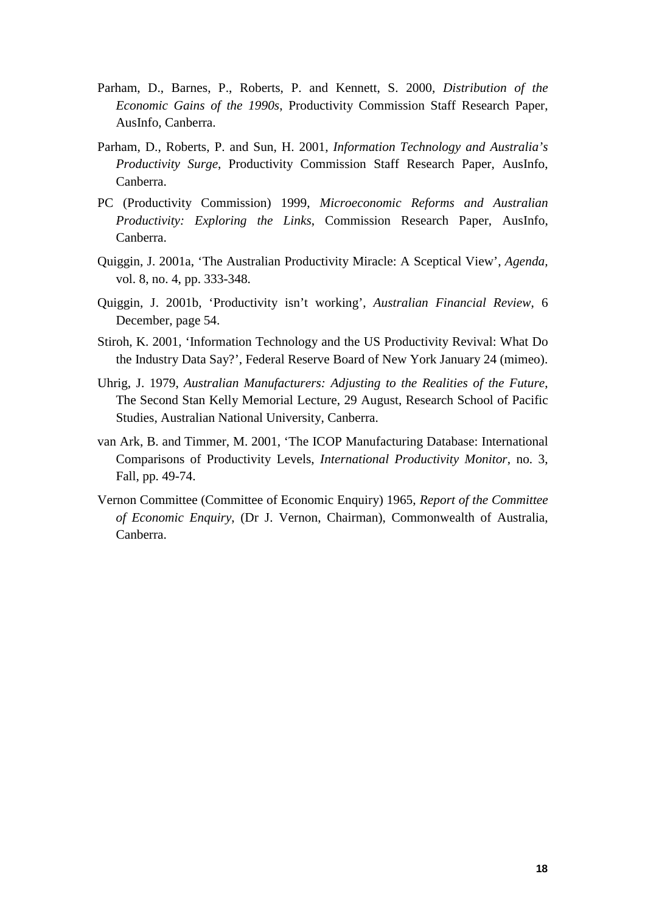Parham, D., Barnes, P., Roberts, P. and Kennett, S. 2000, *Distribution of the Economic Gains of the 1990s*, Productivity Commission Staff Research Paper, AusInfo, Canberra.

Parham, D., Roberts, P. and Sun, H. 2001, *Information Technology and Australia's Productivity Surge*, Productivity Commission Staff Research Paper, AusInfo, Canberra.

PC (Productivity Commission) 1999, *Microeconomic Reforms and Australian Productivity: Exploring the Links*, Commission Research Paper, AusInfo, Canberra.

Quiggin, J. 2001a, 'The Australian Productivity Miracle: A Sceptical View', *Agenda*, vol. 8, no. 4, pp. 333-348.

Quiggin, J. 2001b, 'Productivity isn't working', *Australian Financial Review*, 6 December, page 54.

Stiroh, K. 2001, 'Information Technology and the US Productivity Revival: What Do the Industry Data Say?', Federal Reserve Board of New York January 24 (mimeo).

Uhrig, J. 1979, *Australian Manufacturers: Adjusting to the Realities of the Future*, The Second Stan Kelly Memorial Lecture, 29 August, Research School of Pacific Studies, Australian National University, Canberra.

van Ark, B. and Timmer, M. 2001, 'The ICOP Manufacturing Database: International Comparisons of Productivity Levels, *International Productivity Monitor*, no. 3, Fall, pp. 49-74.

Vernon Committee (Committee of Economic Enquiry) 1965, *Report of the Committee of Economic Enquiry*, (Dr J. Vernon, Chairman), Commonwealth of Australia, Canberra.